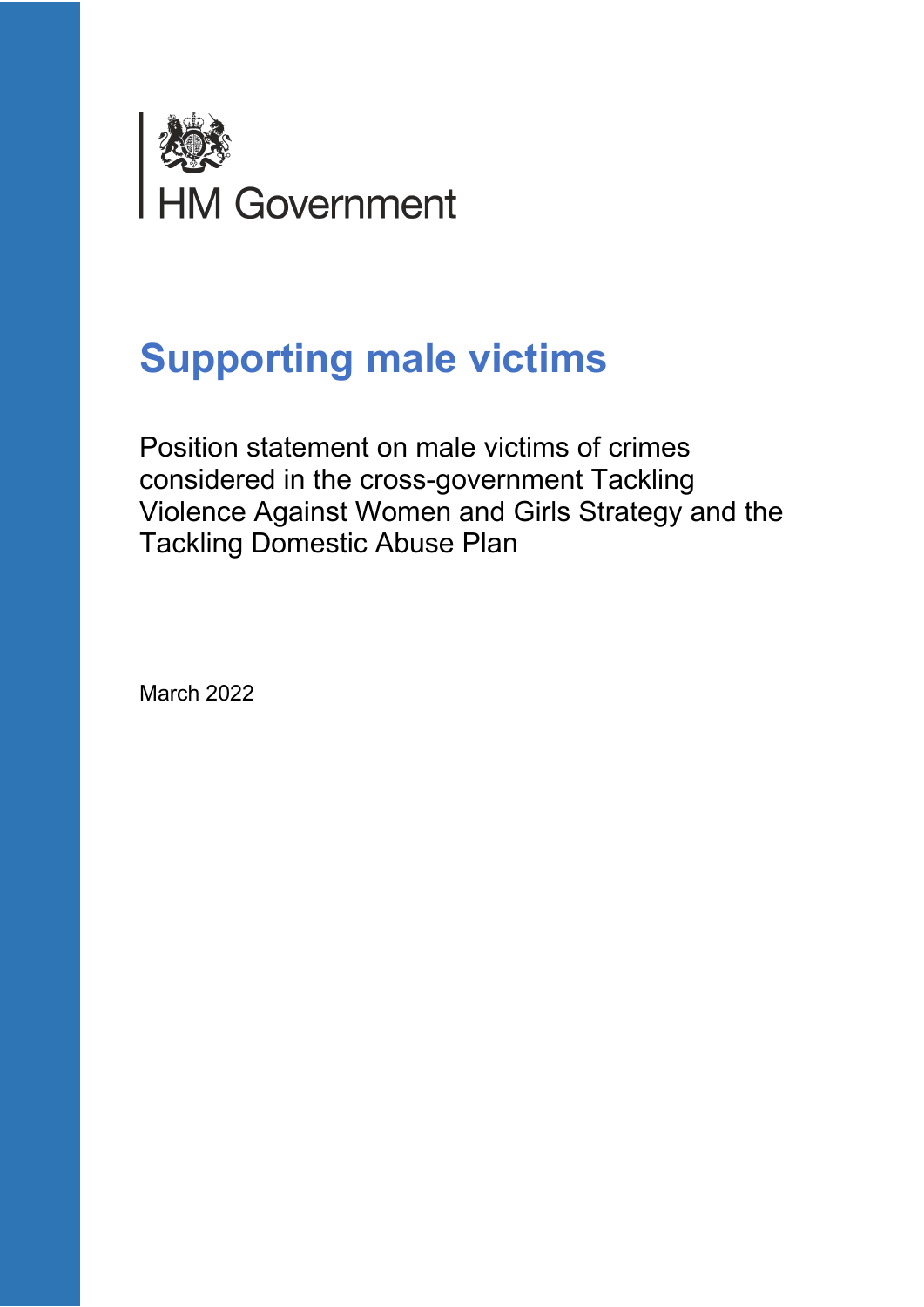HM Government

# Supporting male victims

Position statement on male victims of crimes considered in the cross-government Tackling Violence Against Women and Girls Strategy and the Tackling Domestic Abuse Plan

March 2022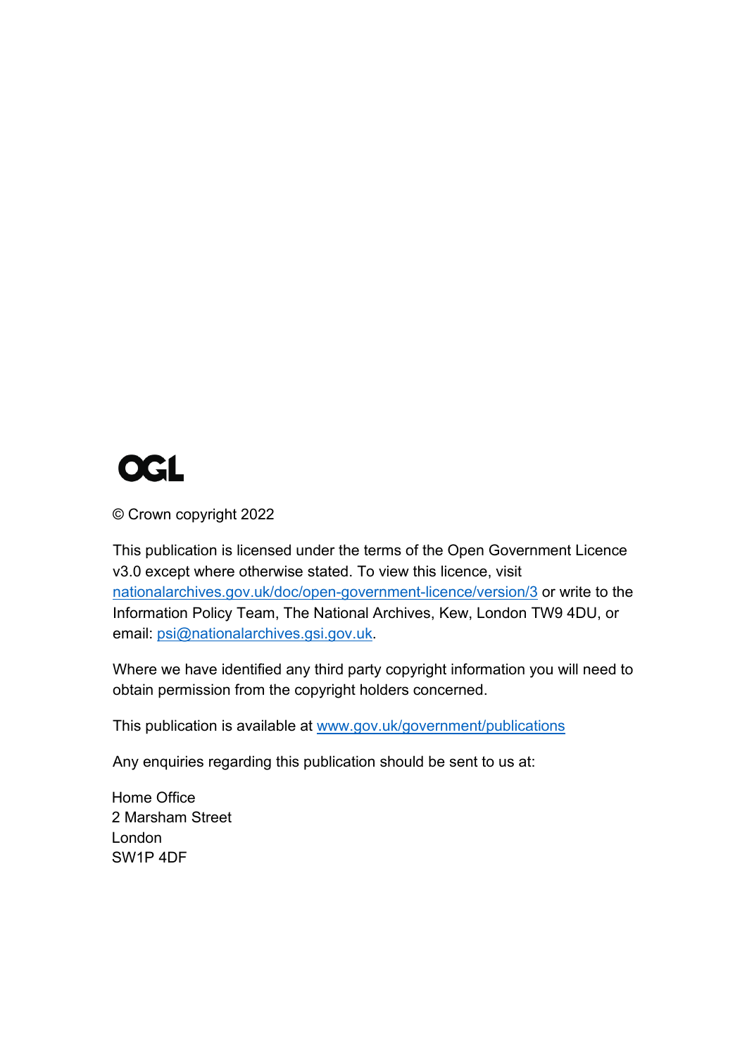OGL

© Crown copyright 2022

This publication is licensed under the terms of the Open Government Licence v3.0 except where otherwise stated. To view this licence, visit nationalarchives.gov.uk/doc/open-government-licence/version/3 or write to the Information Policy Team, The National Archives, Kew, London TW9 4DU, or email: psi@nationalarchives.gsi.gov.uk.

Where we have identified any third party copyright information you will need to obtain permission from the copyright holders concerned.

This publication is available at www.gov.uk/government/publications

Any enquiries regarding this publication should be sent to us at:

Home Office
2 Marsham Street
London
SW1P 4DF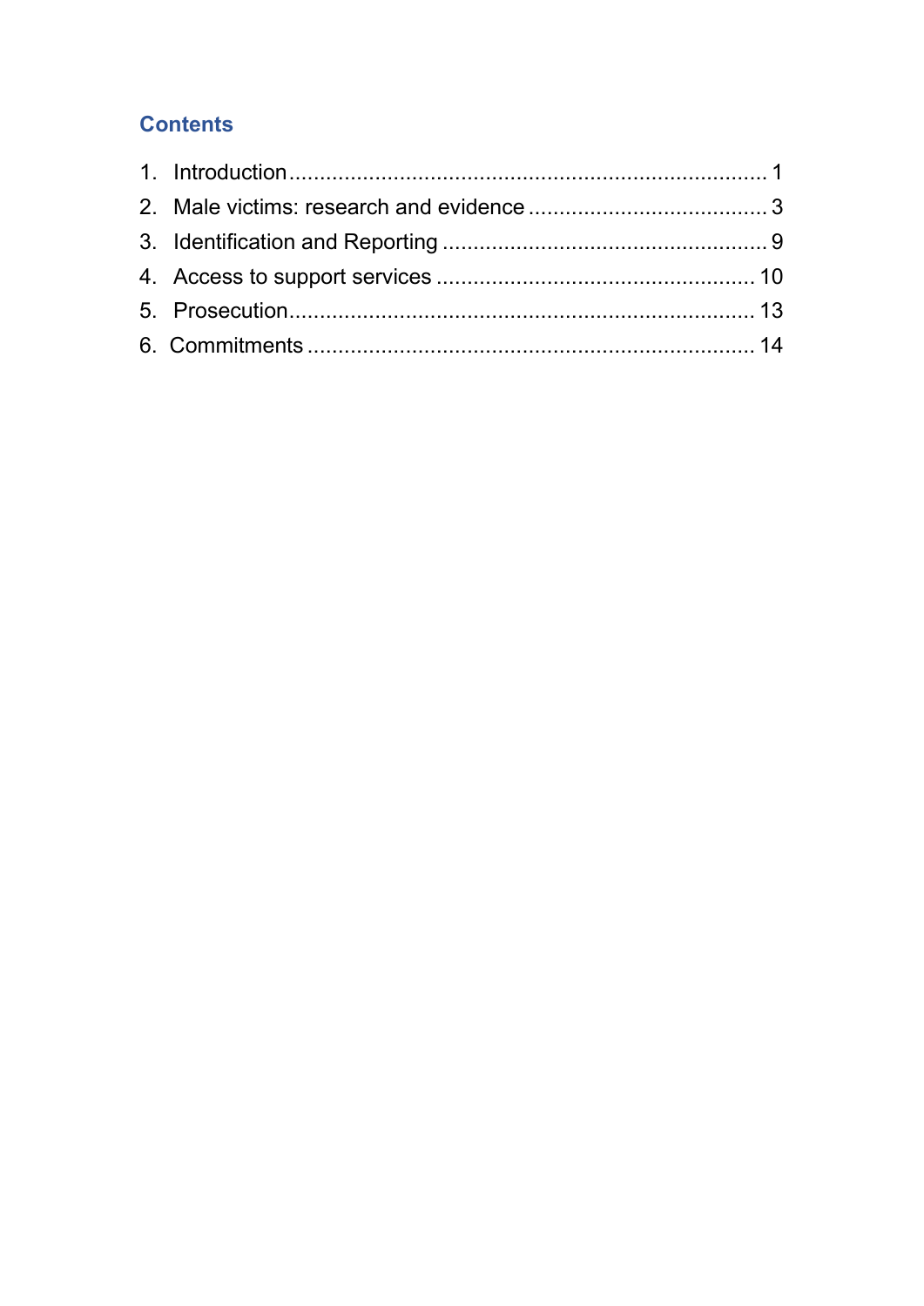## Contents

1. Introduction ........................................................................ 1
2. Male victims: research and evidence ........................................ 3
3. Identification and Reporting ...................................................... 9
4. Access to support services ...................................................... 10
5. Prosecution .............................................................................. 13
6. Commitments ........................................................................... 14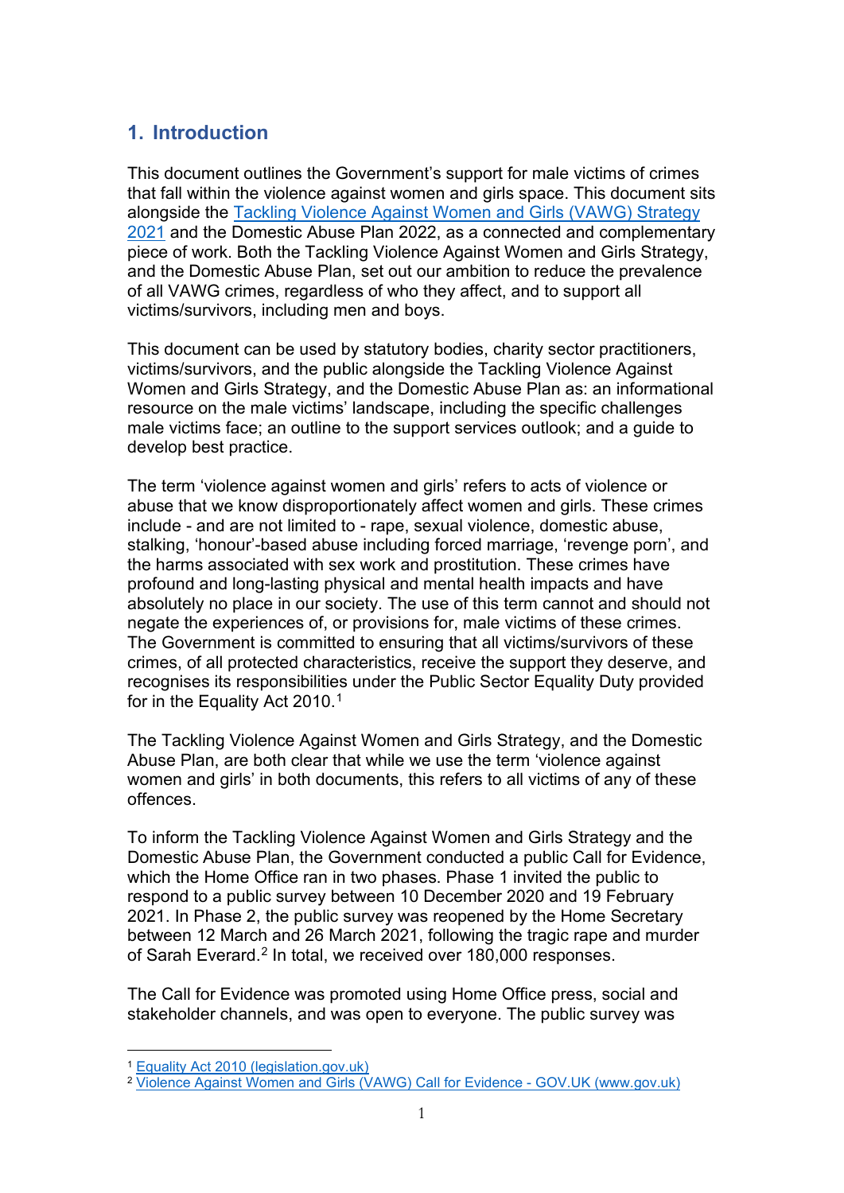## 1. Introduction

This document outlines the Government's support for male victims of crimes that fall within the violence against women and girls space. This document sits alongside the [Tackling Violence Against Women and Girls (VAWG) Strategy 2021](https://www.gov.uk) and the Domestic Abuse Plan 2022, as a connected and complementary piece of work. Both the Tackling Violence Against Women and Girls Strategy, and the Domestic Abuse Plan, set out our ambition to reduce the prevalence of all VAWG crimes, regardless of who they affect, and to support all victims/survivors, including men and boys.

This document can be used by statutory bodies, charity sector practitioners, victims/survivors, and the public alongside the Tackling Violence Against Women and Girls Strategy, and the Domestic Abuse Plan as: an informational resource on the male victims' landscape, including the specific challenges male victims face; an outline to the support services outlook; and a guide to develop best practice.

The term 'violence against women and girls' refers to acts of violence or abuse that we know disproportionately affect women and girls. These crimes include - and are not limited to - rape, sexual violence, domestic abuse, stalking, 'honour'-based abuse including forced marriage, 'revenge porn', and the harms associated with sex work and prostitution. These crimes have profound and long-lasting physical and mental health impacts and have absolutely no place in our society. The use of this term cannot and should not negate the experiences of, or provisions for, male victims of these crimes. The Government is committed to ensuring that all victims/survivors of these crimes, of all protected characteristics, receive the support they deserve, and recognises its responsibilities under the Public Sector Equality Duty provided for in the Equality Act 2010.[1]

The Tackling Violence Against Women and Girls Strategy, and the Domestic Abuse Plan, are both clear that while we use the term 'violence against women and girls' in both documents, this refers to all victims of any of these offences.

To inform the Tackling Violence Against Women and Girls Strategy and the Domestic Abuse Plan, the Government conducted a public Call for Evidence, which the Home Office ran in two phases. Phase 1 invited the public to respond to a public survey between 10 December 2020 and 19 February 2021. In Phase 2, the public survey was reopened by the Home Secretary between 12 March and 26 March 2021, following the tragic rape and murder of Sarah Everard.[2] In total, we received over 180,000 responses.

The Call for Evidence was promoted using Home Office press, social and stakeholder channels, and was open to everyone. The public survey was

[1] Equality Act 2010 (legislation.gov.uk)

[2] Violence Against Women and Girls (VAWG) Call for Evidence - GOV.UK (www.gov.uk)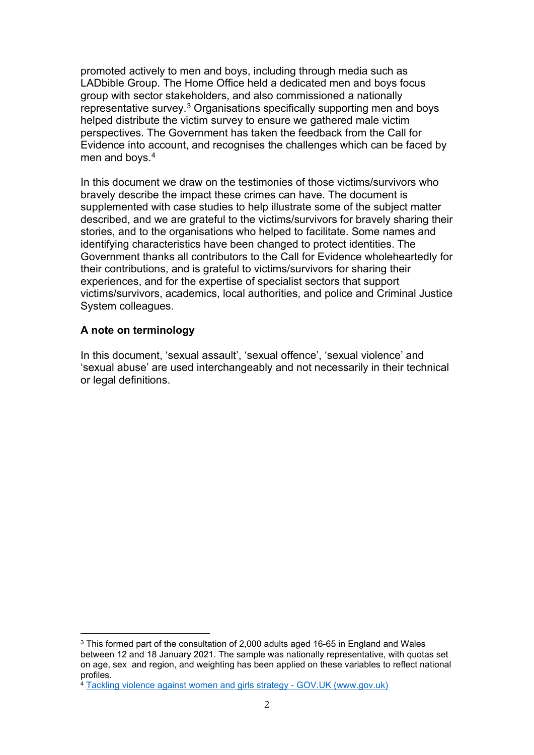promoted actively to men and boys, including through media such as LADbible Group. The Home Office held a dedicated men and boys focus group with sector stakeholders, and also commissioned a nationally representative survey.[3] Organisations specifically supporting men and boys helped distribute the victim survey to ensure we gathered male victim perspectives. The Government has taken the feedback from the Call for Evidence into account, and recognises the challenges which can be faced by men and boys.[4]

In this document we draw on the testimonies of those victims/survivors who bravely describe the impact these crimes can have. The document is supplemented with case studies to help illustrate some of the subject matter described, and we are grateful to the victims/survivors for bravely sharing their stories, and to the organisations who helped to facilitate. Some names and identifying characteristics have been changed to protect identities. The Government thanks all contributors to the Call for Evidence wholeheartedly for their contributions, and is grateful to victims/survivors for sharing their experiences, and for the expertise of specialist sectors that support victims/survivors, academics, local authorities, and police and Criminal Justice System colleagues.

**A note on terminology**

In this document, 'sexual assault', 'sexual offence', 'sexual violence' and 'sexual abuse' are used interchangeably and not necessarily in their technical or legal definitions.

---

[3] This formed part of the consultation of 2,000 adults aged 16-65 in England and Wales between 12 and 18 January 2021. The sample was nationally representative, with quotas set on age, sex and region, and weighting has been applied on these variables to reflect national profiles.

[4] Tackling violence against women and girls strategy - GOV.UK (www.gov.uk)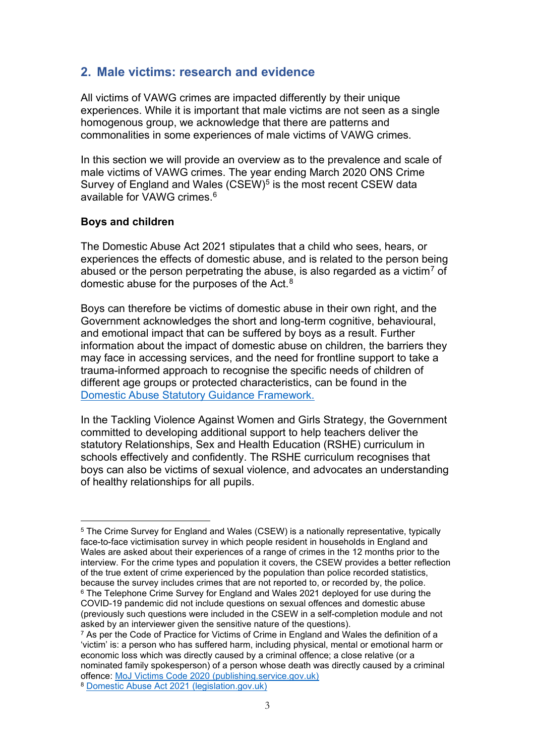## 2. Male victims: research and evidence

All victims of VAWG crimes are impacted differently by their unique experiences. While it is important that male victims are not seen as a single homogenous group, we acknowledge that there are patterns and commonalities in some experiences of male victims of VAWG crimes.

In this section we will provide an overview as to the prevalence and scale of male victims of VAWG crimes. The year ending March 2020 ONS Crime Survey of England and Wales (CSEW)[5] is the most recent CSEW data available for VAWG crimes.[6]

**Boys and children**

The Domestic Abuse Act 2021 stipulates that a child who sees, hears, or experiences the effects of domestic abuse, and is related to the person being abused or the person perpetrating the abuse, is also regarded as a victim[7] of domestic abuse for the purposes of the Act.[8]

Boys can therefore be victims of domestic abuse in their own right, and the Government acknowledges the short and long-term cognitive, behavioural, and emotional impact that can be suffered by boys as a result. Further information about the impact of domestic abuse on children, the barriers they may face in accessing services, and the need for frontline support to take a trauma-informed approach to recognise the specific needs of children of different age groups or protected characteristics, can be found in the [Domestic Abuse Statutory Guidance Framework.]()

In the Tackling Violence Against Women and Girls Strategy, the Government committed to developing additional support to help teachers deliver the statutory Relationships, Sex and Health Education (RSHE) curriculum in schools effectively and confidently. The RSHE curriculum recognises that boys can also be victims of sexual violence, and advocates an understanding of healthy relationships for all pupils.

---

[5] The Crime Survey for England and Wales (CSEW) is a nationally representative, typically face-to-face victimisation survey in which people resident in households in England and Wales are asked about their experiences of a range of crimes in the 12 months prior to the interview. For the crime types and population it covers, the CSEW provides a better reflection of the true extent of crime experienced by the population than police recorded statistics, because the survey includes crimes that are not reported to, or recorded by, the police.

[6] The Telephone Crime Survey for England and Wales 2021 deployed for use during the COVID-19 pandemic did not include questions on sexual offences and domestic abuse (previously such questions were included in the CSEW in a self-completion module and not asked by an interviewer given the sensitive nature of the questions).

[7] As per the Code of Practice for Victims of Crime in England and Wales the definition of a 'victim' is: a person who has suffered harm, including physical, mental or emotional harm or economic loss which was directly caused by a criminal offence; a close relative (or a nominated family spokesperson) of a person whose death was directly caused by a criminal offence: MoJ Victims Code 2020 (publishing.service.gov.uk)

[8] Domestic Abuse Act 2021 (legislation.gov.uk)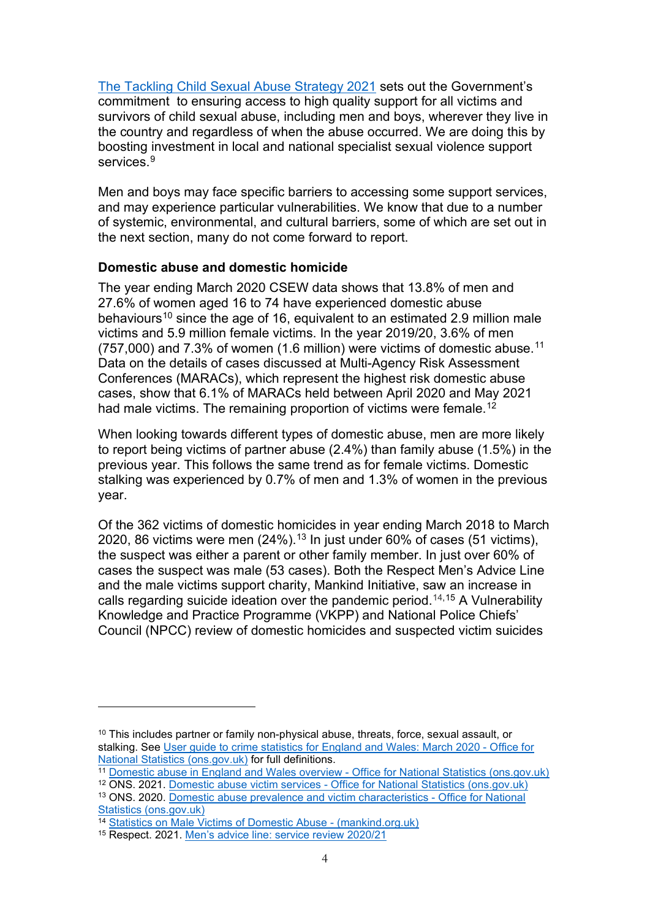The Tackling Child Sexual Abuse Strategy 2021 sets out the Government's commitment to ensuring access to high quality support for all victims and survivors of child sexual abuse, including men and boys, wherever they live in the country and regardless of when the abuse occurred. We are doing this by boosting investment in local and national specialist sexual violence support services.[9]

Men and boys may face specific barriers to accessing some support services, and may experience particular vulnerabilities. We know that due to a number of systemic, environmental, and cultural barriers, some of which are set out in the next section, many do not come forward to report.

**Domestic abuse and domestic homicide**

The year ending March 2020 CSEW data shows that 13.8% of men and 27.6% of women aged 16 to 74 have experienced domestic abuse behaviours[10] since the age of 16, equivalent to an estimated 2.9 million male victims and 5.9 million female victims. In the year 2019/20, 3.6% of men (757,000) and 7.3% of women (1.6 million) were victims of domestic abuse.[11] Data on the details of cases discussed at Multi-Agency Risk Assessment Conferences (MARACs), which represent the highest risk domestic abuse cases, show that 6.1% of MARACs held between April 2020 and May 2021 had male victims. The remaining proportion of victims were female.[12]

When looking towards different types of domestic abuse, men are more likely to report being victims of partner abuse (2.4%) than family abuse (1.5%) in the previous year. This follows the same trend as for female victims. Domestic stalking was experienced by 0.7% of men and 1.3% of women in the previous year.

Of the 362 victims of domestic homicides in year ending March 2018 to March 2020, 86 victims were men (24%).[13] In just under 60% of cases (51 victims), the suspect was either a parent or other family member. In just over 60% of cases the suspect was male (53 cases). Both the Respect Men's Advice Line and the male victims support charity, Mankind Initiative, saw an increase in calls regarding suicide ideation over the pandemic period.[14,15] A Vulnerability Knowledge and Practice Programme (VKPP) and National Police Chiefs' Council (NPCC) review of domestic homicides and suspected victim suicides

---

[10] This includes partner or family non-physical abuse, threats, force, sexual assault, or stalking. See User guide to crime statistics for England and Wales: March 2020 - Office for National Statistics (ons.gov.uk) for full definitions.

[11] Domestic abuse in England and Wales overview - Office for National Statistics (ons.gov.uk)

[12] ONS. 2021. Domestic abuse victim services - Office for National Statistics (ons.gov.uk)

[13] ONS. 2020. Domestic abuse prevalence and victim characteristics - Office for National Statistics (ons.gov.uk)

[14] Statistics on Male Victims of Domestic Abuse - (mankind.org.uk)

[15] Respect. 2021. Men's advice line: service review 2020/21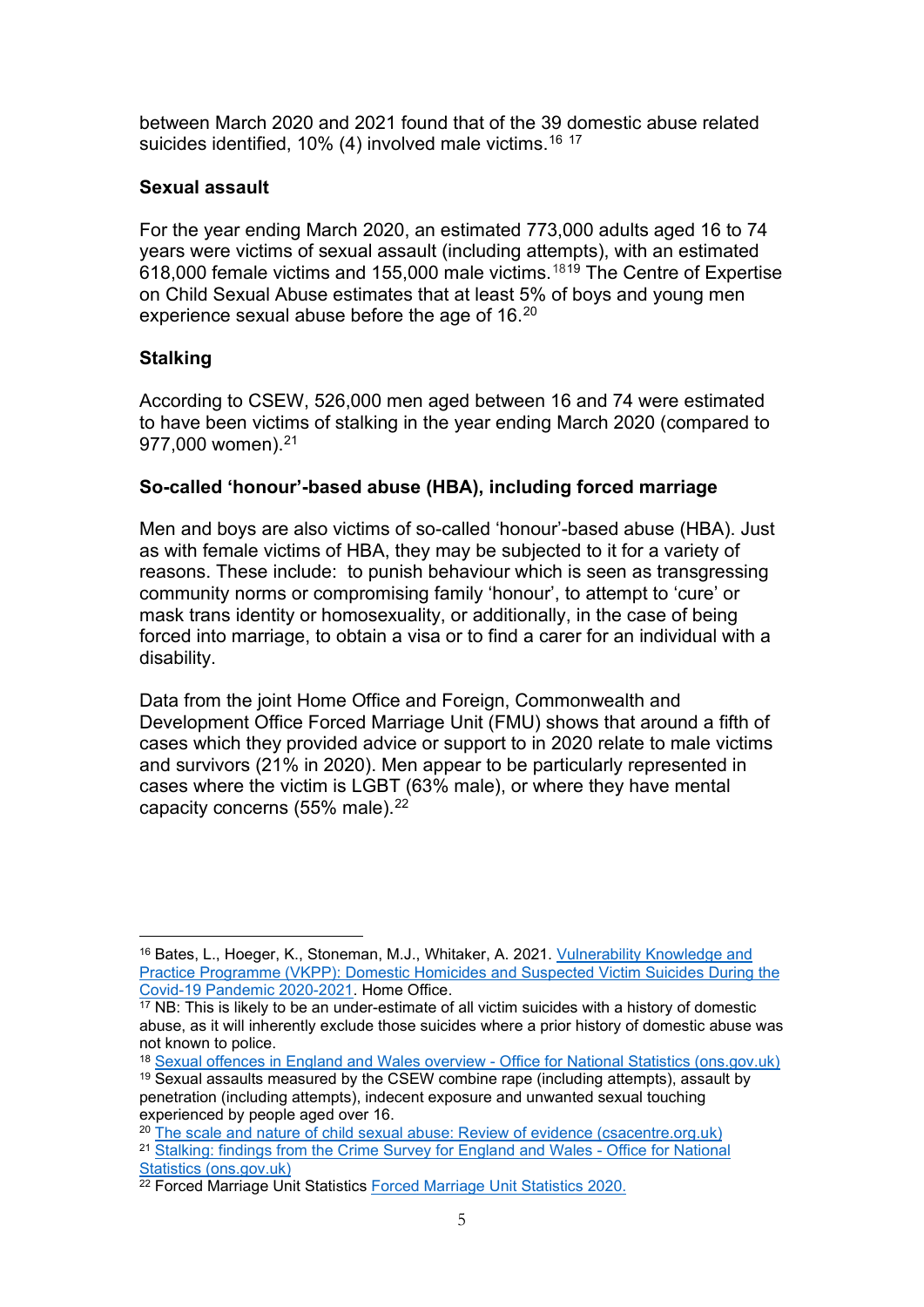between March 2020 and 2021 found that of the 39 domestic abuse related suicides identified, 10% (4) involved male victims.[16] [17]

**Sexual assault**

For the year ending March 2020, an estimated 773,000 adults aged 16 to 74 years were victims of sexual assault (including attempts), with an estimated 618,000 female victims and 155,000 male victims.[18][19] The Centre of Expertise on Child Sexual Abuse estimates that at least 5% of boys and young men experience sexual abuse before the age of 16.[20]

**Stalking**

According to CSEW, 526,000 men aged between 16 and 74 were estimated to have been victims of stalking in the year ending March 2020 (compared to 977,000 women).[21]

**So-called 'honour'-based abuse (HBA), including forced marriage**

Men and boys are also victims of so-called 'honour'-based abuse (HBA). Just as with female victims of HBA, they may be subjected to it for a variety of reasons. These include: to punish behaviour which is seen as transgressing community norms or compromising family 'honour', to attempt to 'cure' or mask trans identity or homosexuality, or additionally, in the case of being forced into marriage, to obtain a visa or to find a carer for an individual with a disability.

Data from the joint Home Office and Foreign, Commonwealth and Development Office Forced Marriage Unit (FMU) shows that around a fifth of cases which they provided advice or support to in 2020 relate to male victims and survivors (21% in 2020). Men appear to be particularly represented in cases where the victim is LGBT (63% male), or where they have mental capacity concerns (55% male).[22]

---

[16] Bates, L., Hoeger, K., Stoneman, M.J., Whitaker, A. 2021. Vulnerability Knowledge and Practice Programme (VKPP): Domestic Homicides and Suspected Victim Suicides During the Covid-19 Pandemic 2020-2021. Home Office.

[17] NB: This is likely to be an under-estimate of all victim suicides with a history of domestic abuse, as it will inherently exclude those suicides where a prior history of domestic abuse was not known to police.

[18] Sexual offences in England and Wales overview - Office for National Statistics (ons.gov.uk)

[19] Sexual assaults measured by the CSEW combine rape (including attempts), assault by penetration (including attempts), indecent exposure and unwanted sexual touching experienced by people aged over 16.

[20] The scale and nature of child sexual abuse: Review of evidence (csacentre.org.uk)

[21] Stalking: findings from the Crime Survey for England and Wales - Office for National Statistics (ons.gov.uk)

[22] Forced Marriage Unit Statistics Forced Marriage Unit Statistics 2020.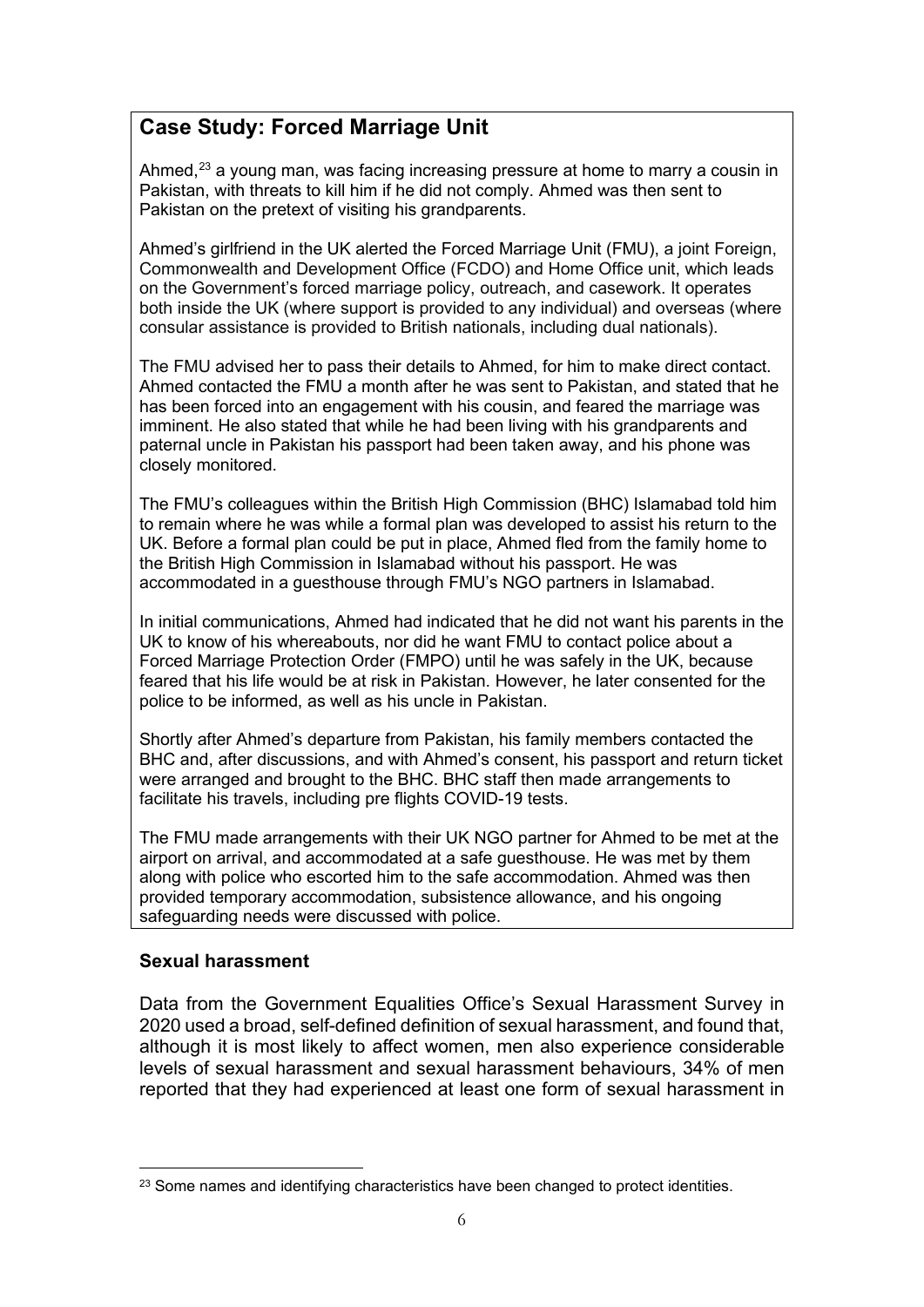## Case Study: Forced Marriage Unit

Ahmed,[23] a young man, was facing increasing pressure at home to marry a cousin in Pakistan, with threats to kill him if he did not comply. Ahmed was then sent to Pakistan on the pretext of visiting his grandparents.

Ahmed's girlfriend in the UK alerted the Forced Marriage Unit (FMU), a joint Foreign, Commonwealth and Development Office (FCDO) and Home Office unit, which leads on the Government's forced marriage policy, outreach, and casework. It operates both inside the UK (where support is provided to any individual) and overseas (where consular assistance is provided to British nationals, including dual nationals).

The FMU advised her to pass their details to Ahmed, for him to make direct contact. Ahmed contacted the FMU a month after he was sent to Pakistan, and stated that he has been forced into an engagement with his cousin, and feared the marriage was imminent. He also stated that while he had been living with his grandparents and paternal uncle in Pakistan his passport had been taken away, and his phone was closely monitored.

The FMU's colleagues within the British High Commission (BHC) Islamabad told him to remain where he was while a formal plan was developed to assist his return to the UK. Before a formal plan could be put in place, Ahmed fled from the family home to the British High Commission in Islamabad without his passport. He was accommodated in a guesthouse through FMU's NGO partners in Islamabad.

In initial communications, Ahmed had indicated that he did not want his parents in the UK to know of his whereabouts, nor did he want FMU to contact police about a Forced Marriage Protection Order (FMPO) until he was safely in the UK, because feared that his life would be at risk in Pakistan. However, he later consented for the police to be informed, as well as his uncle in Pakistan.

Shortly after Ahmed's departure from Pakistan, his family members contacted the BHC and, after discussions, and with Ahmed's consent, his passport and return ticket were arranged and brought to the BHC. BHC staff then made arrangements to facilitate his travels, including pre flights COVID-19 tests.

The FMU made arrangements with their UK NGO partner for Ahmed to be met at the airport on arrival, and accommodated at a safe guesthouse. He was met by them along with police who escorted him to the safe accommodation. Ahmed was then provided temporary accommodation, subsistence allowance, and his ongoing safeguarding needs were discussed with police.

### Sexual harassment

Data from the Government Equalities Office's Sexual Harassment Survey in 2020 used a broad, self-defined definition of sexual harassment, and found that, although it is most likely to affect women, men also experience considerable levels of sexual harassment and sexual harassment behaviours, 34% of men reported that they had experienced at least one form of sexual harassment in

[23] Some names and identifying characteristics have been changed to protect identities.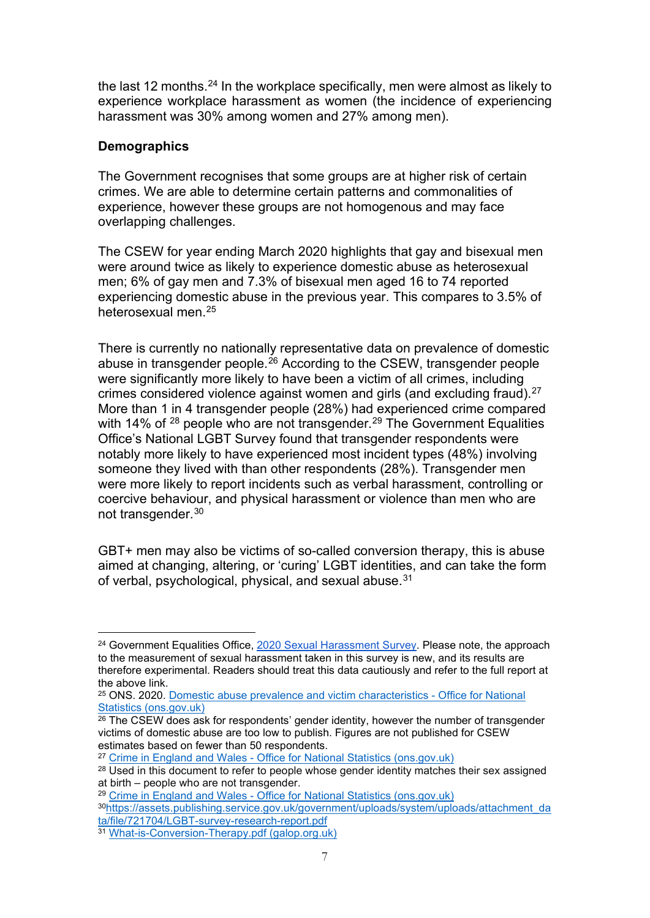the last 12 months.[24] In the workplace specifically, men were almost as likely to experience workplace harassment as women (the incidence of experiencing harassment was 30% among women and 27% among men).

**Demographics**

The Government recognises that some groups are at higher risk of certain crimes. We are able to determine certain patterns and commonalities of experience, however these groups are not homogenous and may face overlapping challenges.

The CSEW for year ending March 2020 highlights that gay and bisexual men were around twice as likely to experience domestic abuse as heterosexual men; 6% of gay men and 7.3% of bisexual men aged 16 to 74 reported experiencing domestic abuse in the previous year. This compares to 3.5% of heterosexual men.[25]

There is currently no nationally representative data on prevalence of domestic abuse in transgender people.[26] According to the CSEW, transgender people were significantly more likely to have been a victim of all crimes, including crimes considered violence against women and girls (and excluding fraud).[27] More than 1 in 4 transgender people (28%) had experienced crime compared with 14% of [28] people who are not transgender.[29] The Government Equalities Office's National LGBT Survey found that transgender respondents were notably more likely to have experienced most incident types (48%) involving someone they lived with than other respondents (28%). Transgender men were more likely to report incidents such as verbal harassment, controlling or coercive behaviour, and physical harassment or violence than men who are not transgender.[30]

GBT+ men may also be victims of so-called conversion therapy, this is abuse aimed at changing, altering, or 'curing' LGBT identities, and can take the form of verbal, psychological, physical, and sexual abuse.[31]

---

[24] Government Equalities Office, 2020 Sexual Harassment Survey. Please note, the approach to the measurement of sexual harassment taken in this survey is new, and its results are therefore experimental. Readers should treat this data cautiously and refer to the full report at the above link.

[25] ONS. 2020. Domestic abuse prevalence and victim characteristics - Office for National Statistics (ons.gov.uk)

[26] The CSEW does ask for respondents' gender identity, however the number of transgender victims of domestic abuse are too low to publish. Figures are not published for CSEW estimates based on fewer than 50 respondents.

[27] Crime in England and Wales - Office for National Statistics (ons.gov.uk)

[28] Used in this document to refer to people whose gender identity matches their sex assigned at birth – people who are not transgender.

[29] Crime in England and Wales - Office for National Statistics (ons.gov.uk)

[30] https://assets.publishing.service.gov.uk/government/uploads/system/uploads/attachment_data/file/721704/LGBT-survey-research-report.pdf

[31] What-is-Conversion-Therapy.pdf (galop.org.uk)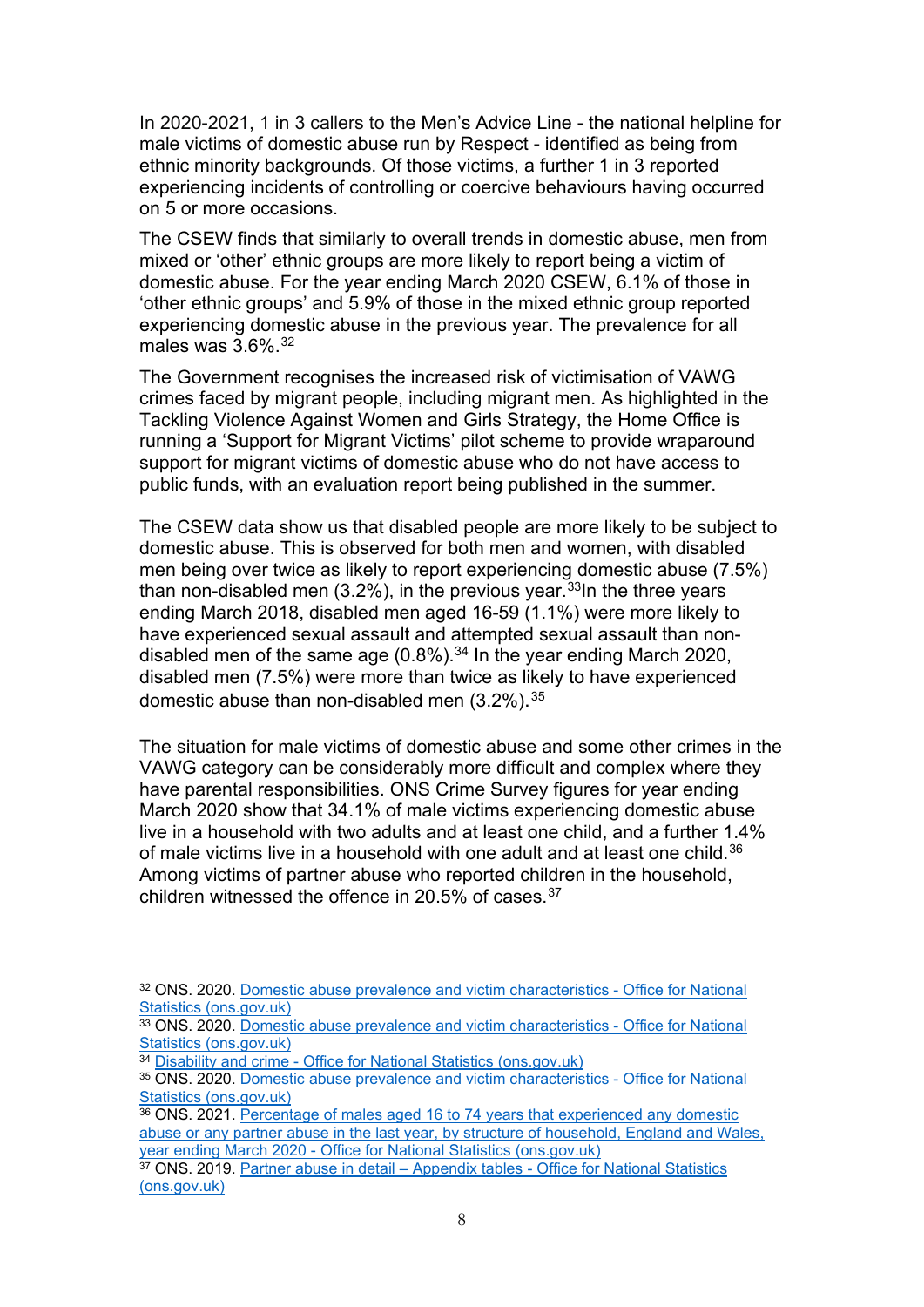In 2020-2021, 1 in 3 callers to the Men's Advice Line - the national helpline for male victims of domestic abuse run by Respect - identified as being from ethnic minority backgrounds. Of those victims, a further 1 in 3 reported experiencing incidents of controlling or coercive behaviours having occurred on 5 or more occasions.

The CSEW finds that similarly to overall trends in domestic abuse, men from mixed or 'other' ethnic groups are more likely to report being a victim of domestic abuse. For the year ending March 2020 CSEW, 6.1% of those in 'other ethnic groups' and 5.9% of those in the mixed ethnic group reported experiencing domestic abuse in the previous year. The prevalence for all males was 3.6%.[32]

The Government recognises the increased risk of victimisation of VAWG crimes faced by migrant people, including migrant men. As highlighted in the Tackling Violence Against Women and Girls Strategy, the Home Office is running a 'Support for Migrant Victims' pilot scheme to provide wraparound support for migrant victims of domestic abuse who do not have access to public funds, with an evaluation report being published in the summer.

The CSEW data show us that disabled people are more likely to be subject to domestic abuse. This is observed for both men and women, with disabled men being over twice as likely to report experiencing domestic abuse (7.5%) than non-disabled men (3.2%), in the previous year.[33]In the three years ending March 2018, disabled men aged 16-59 (1.1%) were more likely to have experienced sexual assault and attempted sexual assault than non-disabled men of the same age (0.8%).[34] In the year ending March 2020, disabled men (7.5%) were more than twice as likely to have experienced domestic abuse than non-disabled men (3.2%).[35]

The situation for male victims of domestic abuse and some other crimes in the VAWG category can be considerably more difficult and complex where they have parental responsibilities. ONS Crime Survey figures for year ending March 2020 show that 34.1% of male victims experiencing domestic abuse live in a household with two adults and at least one child, and a further 1.4% of male victims live in a household with one adult and at least one child.[36] Among victims of partner abuse who reported children in the household, children witnessed the offence in 20.5% of cases.[37]

---

[32] ONS. 2020. Domestic abuse prevalence and victim characteristics - Office for National Statistics (ons.gov.uk)

[33] ONS. 2020. Domestic abuse prevalence and victim characteristics - Office for National Statistics (ons.gov.uk)

[34] Disability and crime - Office for National Statistics (ons.gov.uk)

[35] ONS. 2020. Domestic abuse prevalence and victim characteristics - Office for National Statistics (ons.gov.uk)

[36] ONS. 2021. Percentage of males aged 16 to 74 years that experienced any domestic abuse or any partner abuse in the last year, by structure of household, England and Wales, year ending March 2020 - Office for National Statistics (ons.gov.uk)

[37] ONS. 2019. Partner abuse in detail – Appendix tables - Office for National Statistics (ons.gov.uk)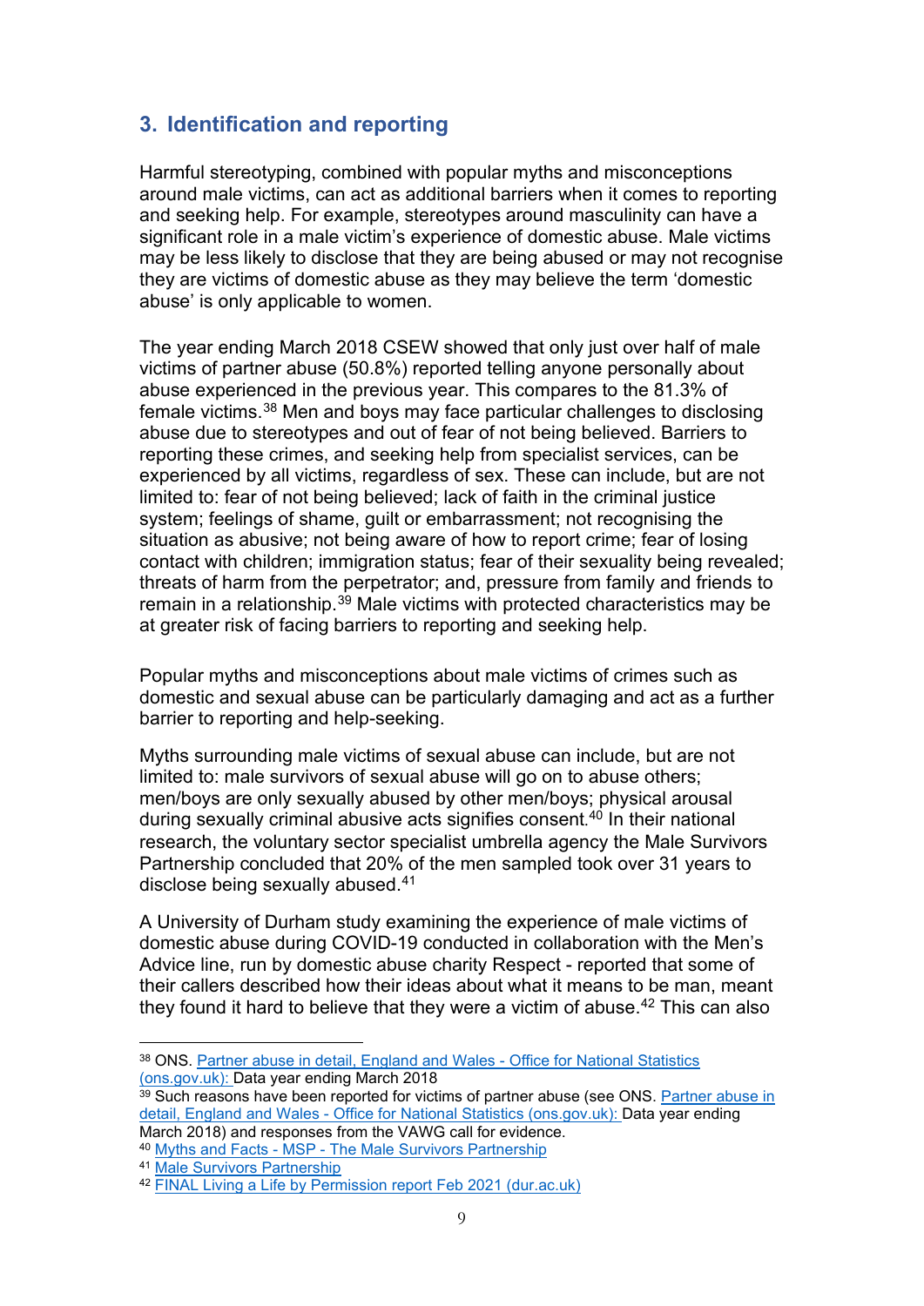## 3. Identification and reporting

Harmful stereotyping, combined with popular myths and misconceptions around male victims, can act as additional barriers when it comes to reporting and seeking help. For example, stereotypes around masculinity can have a significant role in a male victim's experience of domestic abuse. Male victims may be less likely to disclose that they are being abused or may not recognise they are victims of domestic abuse as they may believe the term 'domestic abuse' is only applicable to women.

The year ending March 2018 CSEW showed that only just over half of male victims of partner abuse (50.8%) reported telling anyone personally about abuse experienced in the previous year. This compares to the 81.3% of female victims.[38] Men and boys may face particular challenges to disclosing abuse due to stereotypes and out of fear of not being believed. Barriers to reporting these crimes, and seeking help from specialist services, can be experienced by all victims, regardless of sex. These can include, but are not limited to: fear of not being believed; lack of faith in the criminal justice system; feelings of shame, guilt or embarrassment; not recognising the situation as abusive; not being aware of how to report crime; fear of losing contact with children; immigration status; fear of their sexuality being revealed; threats of harm from the perpetrator; and, pressure from family and friends to remain in a relationship.[39] Male victims with protected characteristics may be at greater risk of facing barriers to reporting and seeking help.

Popular myths and misconceptions about male victims of crimes such as domestic and sexual abuse can be particularly damaging and act as a further barrier to reporting and help-seeking.

Myths surrounding male victims of sexual abuse can include, but are not limited to: male survivors of sexual abuse will go on to abuse others; men/boys are only sexually abused by other men/boys; physical arousal during sexually criminal abusive acts signifies consent.[40] In their national research, the voluntary sector specialist umbrella agency the Male Survivors Partnership concluded that 20% of the men sampled took over 31 years to disclose being sexually abused.[41]

A University of Durham study examining the experience of male victims of domestic abuse during COVID-19 conducted in collaboration with the Men's Advice line, run by domestic abuse charity Respect - reported that some of their callers described how their ideas about what it means to be man, meant they found it hard to believe that they were a victim of abuse.[42] This can also

---

[38] ONS. Partner abuse in detail, England and Wales - Office for National Statistics (ons.gov.uk): Data year ending March 2018

[39] Such reasons have been reported for victims of partner abuse (see ONS. Partner abuse in detail, England and Wales - Office for National Statistics (ons.gov.uk): Data year ending March 2018) and responses from the VAWG call for evidence.

[40] Myths and Facts - MSP - The Male Survivors Partnership

[41] Male Survivors Partnership

[42] FINAL Living a Life by Permission report Feb 2021 (dur.ac.uk)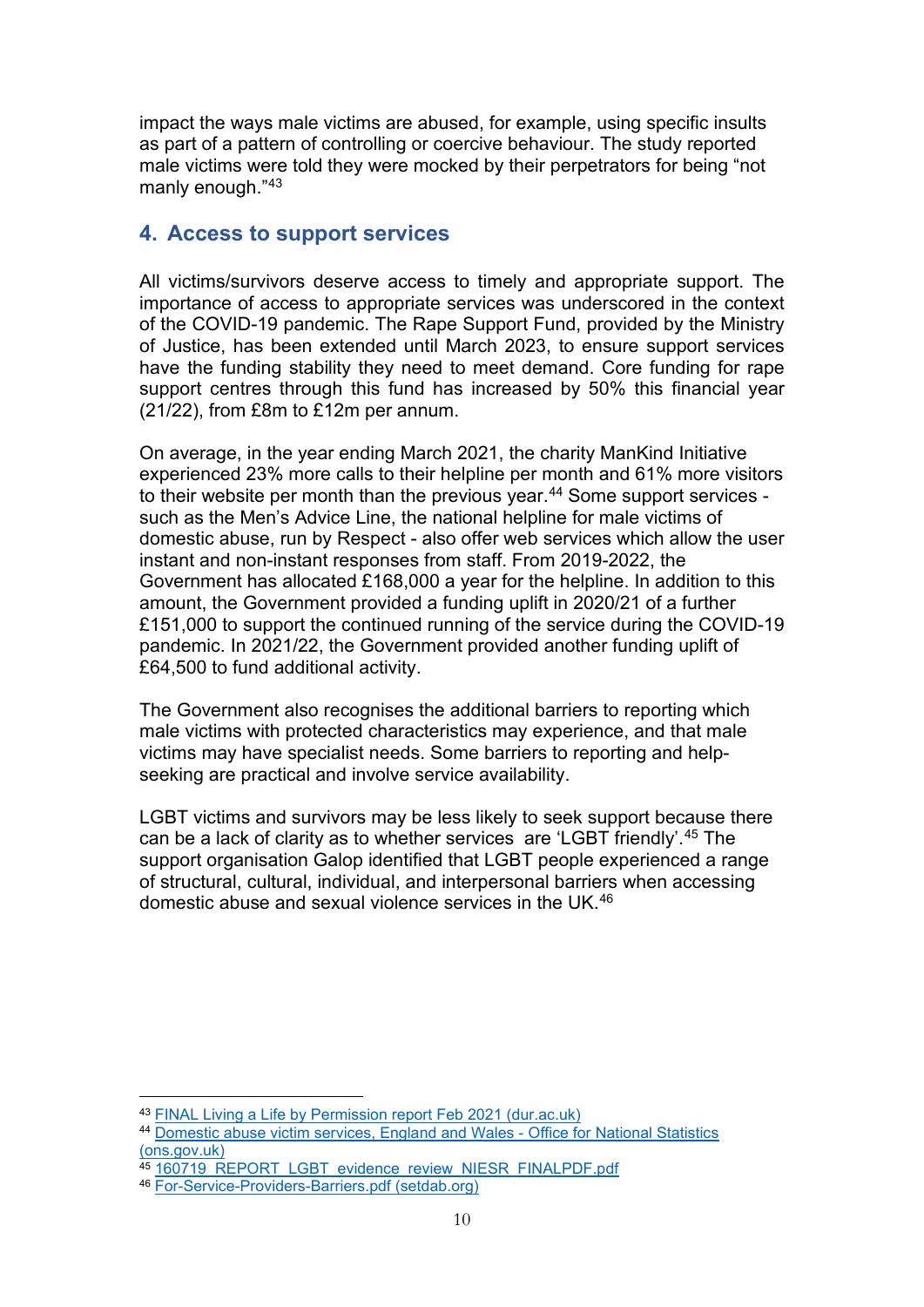impact the ways male victims are abused, for example, using specific insults as part of a pattern of controlling or coercive behaviour. The study reported male victims were told they were mocked by their perpetrators for being "not manly enough."[43]

## 4. Access to support services

All victims/survivors deserve access to timely and appropriate support. The importance of access to appropriate services was underscored in the context of the COVID-19 pandemic. The Rape Support Fund, provided by the Ministry of Justice, has been extended until March 2023, to ensure support services have the funding stability they need to meet demand. Core funding for rape support centres through this fund has increased by 50% this financial year (21/22), from £8m to £12m per annum.

On average, in the year ending March 2021, the charity ManKind Initiative experienced 23% more calls to their helpline per month and 61% more visitors to their website per month than the previous year.[44] Some support services - such as the Men's Advice Line, the national helpline for male victims of domestic abuse, run by Respect - also offer web services which allow the user instant and non-instant responses from staff. From 2019-2022, the Government has allocated £168,000 a year for the helpline. In addition to this amount, the Government provided a funding uplift in 2020/21 of a further £151,000 to support the continued running of the service during the COVID-19 pandemic. In 2021/22, the Government provided another funding uplift of £64,500 to fund additional activity.

The Government also recognises the additional barriers to reporting which male victims with protected characteristics may experience, and that male victims may have specialist needs. Some barriers to reporting and help-seeking are practical and involve service availability.

LGBT victims and survivors may be less likely to seek support because there can be a lack of clarity as to whether services are 'LGBT friendly'.[45] The support organisation Galop identified that LGBT people experienced a range of structural, cultural, individual, and interpersonal barriers when accessing domestic abuse and sexual violence services in the UK.[46]

---

[43] FINAL Living a Life by Permission report Feb 2021 (dur.ac.uk)

[44] Domestic abuse victim services, England and Wales - Office for National Statistics (ons.gov.uk)

[45] 160719_REPORT_LGBT_evidence_review_NIESR_FINALPDF.pdf

[46] For-Service-Providers-Barriers.pdf (setdab.org)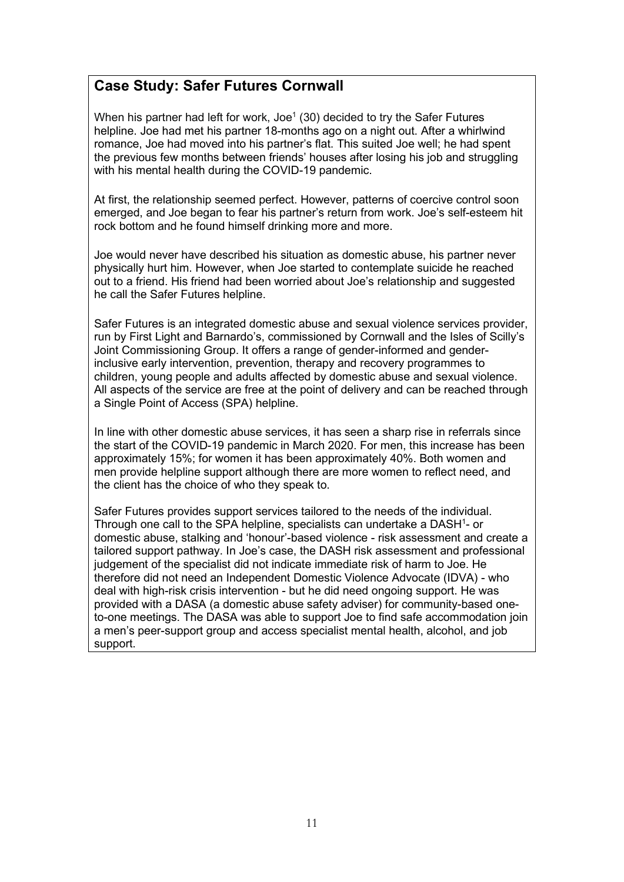## Case Study: Safer Futures Cornwall

When his partner had left for work, Joe[1] (30) decided to try the Safer Futures helpline. Joe had met his partner 18-months ago on a night out. After a whirlwind romance, Joe had moved into his partner's flat. This suited Joe well; he had spent the previous few months between friends' houses after losing his job and struggling with his mental health during the COVID-19 pandemic.

At first, the relationship seemed perfect. However, patterns of coercive control soon emerged, and Joe began to fear his partner's return from work. Joe's self-esteem hit rock bottom and he found himself drinking more and more.

Joe would never have described his situation as domestic abuse, his partner never physically hurt him. However, when Joe started to contemplate suicide he reached out to a friend. His friend had been worried about Joe's relationship and suggested he call the Safer Futures helpline.

Safer Futures is an integrated domestic abuse and sexual violence services provider, run by First Light and Barnardo's, commissioned by Cornwall and the Isles of Scilly's Joint Commissioning Group. It offers a range of gender-informed and gender-inclusive early intervention, prevention, therapy and recovery programmes to children, young people and adults affected by domestic abuse and sexual violence. All aspects of the service are free at the point of delivery and can be reached through a Single Point of Access (SPA) helpline.

In line with other domestic abuse services, it has seen a sharp rise in referrals since the start of the COVID-19 pandemic in March 2020. For men, this increase has been approximately 15%; for women it has been approximately 40%. Both women and men provide helpline support although there are more women to reflect need, and the client has the choice of who they speak to.

Safer Futures provides support services tailored to the needs of the individual. Through one call to the SPA helpline, specialists can undertake a DASH[1]- or domestic abuse, stalking and 'honour'-based violence - risk assessment and create a tailored support pathway. In Joe's case, the DASH risk assessment and professional judgement of the specialist did not indicate immediate risk of harm to Joe. He therefore did not need an Independent Domestic Violence Advocate (IDVA) - who deal with high-risk crisis intervention - but he did need ongoing support. He was provided with a DASA (a domestic abuse safety adviser) for community-based one-to-one meetings. The DASA was able to support Joe to find safe accommodation join a men's peer-support group and access specialist mental health, alcohol, and job support.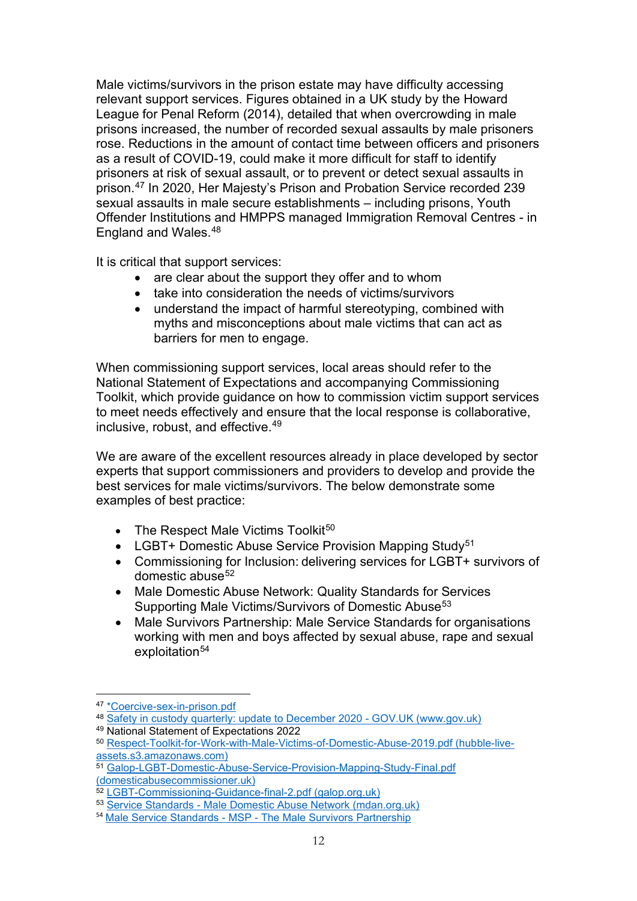Male victims/survivors in the prison estate may have difficulty accessing relevant support services. Figures obtained in a UK study by the Howard League for Penal Reform (2014), detailed that when overcrowding in male prisons increased, the number of recorded sexual assaults by male prisoners rose. Reductions in the amount of contact time between officers and prisoners as a result of COVID-19, could make it more difficult for staff to identify prisoners at risk of sexual assault, or to prevent or detect sexual assaults in prison.[47] In 2020, Her Majesty's Prison and Probation Service recorded 239 sexual assaults in male secure establishments – including prisons, Youth Offender Institutions and HMPPS managed Immigration Removal Centres - in England and Wales.[48]

It is critical that support services:

- are clear about the support they offer and to whom
- take into consideration the needs of victims/survivors
- understand the impact of harmful stereotyping, combined with myths and misconceptions about male victims that can act as barriers for men to engage.

When commissioning support services, local areas should refer to the National Statement of Expectations and accompanying Commissioning Toolkit, which provide guidance on how to commission victim support services to meet needs effectively and ensure that the local response is collaborative, inclusive, robust, and effective.[49]

We are aware of the excellent resources already in place developed by sector experts that support commissioners and providers to develop and provide the best services for male victims/survivors. The below demonstrate some examples of best practice:

- The Respect Male Victims Toolkit[50]
- LGBT+ Domestic Abuse Service Provision Mapping Study[51]
- Commissioning for Inclusion: delivering services for LGBT+ survivors of domestic abuse[52]
- Male Domestic Abuse Network: Quality Standards for Services Supporting Male Victims/Survivors of Domestic Abuse[53]
- Male Survivors Partnership: Male Service Standards for organisations working with men and boys affected by sexual abuse, rape and sexual exploitation[54]

---

[47] *Coercive-sex-in-prison.pdf

[48] Safety in custody quarterly: update to December 2020 - GOV.UK (www.gov.uk)

[49] National Statement of Expectations 2022

[50] Respect-Toolkit-for-Work-with-Male-Victims-of-Domestic-Abuse-2019.pdf (hubble-live-assets.s3.amazonaws.com)

[51] Galop-LGBT-Domestic-Abuse-Service-Provision-Mapping-Study-Final.pdf (domesticabusecommissioner.uk)

[52] LGBT-Commissioning-Guidance-final-2.pdf (galop.org.uk)

[53] Service Standards - Male Domestic Abuse Network (mdan.org.uk)

[54] Male Service Standards - MSP - The Male Survivors Partnership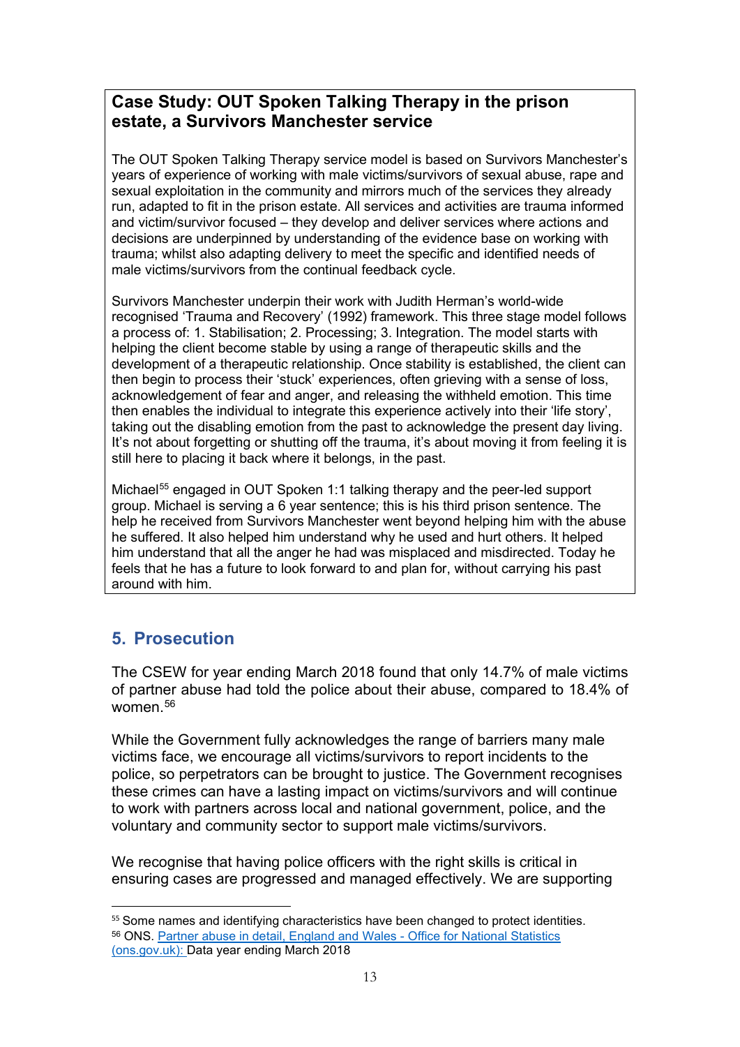**Case Study: OUT Spoken Talking Therapy in the prison estate, a Survivors Manchester service**

The OUT Spoken Talking Therapy service model is based on Survivors Manchester's years of experience of working with male victims/survivors of sexual abuse, rape and sexual exploitation in the community and mirrors much of the services they already run, adapted to fit in the prison estate. All services and activities are trauma informed and victim/survivor focused – they develop and deliver services where actions and decisions are underpinned by understanding of the evidence base on working with trauma; whilst also adapting delivery to meet the specific and identified needs of male victims/survivors from the continual feedback cycle.

Survivors Manchester underpin their work with Judith Herman's world-wide recognised 'Trauma and Recovery' (1992) framework. This three stage model follows a process of: 1. Stabilisation; 2. Processing; 3. Integration. The model starts with helping the client become stable by using a range of therapeutic skills and the development of a therapeutic relationship. Once stability is established, the client can then begin to process their 'stuck' experiences, often grieving with a sense of loss, acknowledgement of fear and anger, and releasing the withheld emotion. This time then enables the individual to integrate this experience actively into their 'life story', taking out the disabling emotion from the past to acknowledge the present day living. It's not about forgetting or shutting off the trauma, it's about moving it from feeling it is still here to placing it back where it belongs, in the past.

Michael[55] engaged in OUT Spoken 1:1 talking therapy and the peer-led support group. Michael is serving a 6 year sentence; this is his third prison sentence. The help he received from Survivors Manchester went beyond helping him with the abuse he suffered. It also helped him understand why he used and hurt others. It helped him understand that all the anger he had was misplaced and misdirected. Today he feels that he has a future to look forward to and plan for, without carrying his past around with him.

## 5. Prosecution

The CSEW for year ending March 2018 found that only 14.7% of male victims of partner abuse had told the police about their abuse, compared to 18.4% of women.[56]

While the Government fully acknowledges the range of barriers many male victims face, we encourage all victims/survivors to report incidents to the police, so perpetrators can be brought to justice. The Government recognises these crimes can have a lasting impact on victims/survivors and will continue to work with partners across local and national government, police, and the voluntary and community sector to support male victims/survivors.

We recognise that having police officers with the right skills is critical in ensuring cases are progressed and managed effectively. We are supporting

[55] Some names and identifying characteristics have been changed to protect identities.

[56] ONS. Partner abuse in detail, England and Wales - Office for National Statistics (ons.gov.uk): Data year ending March 2018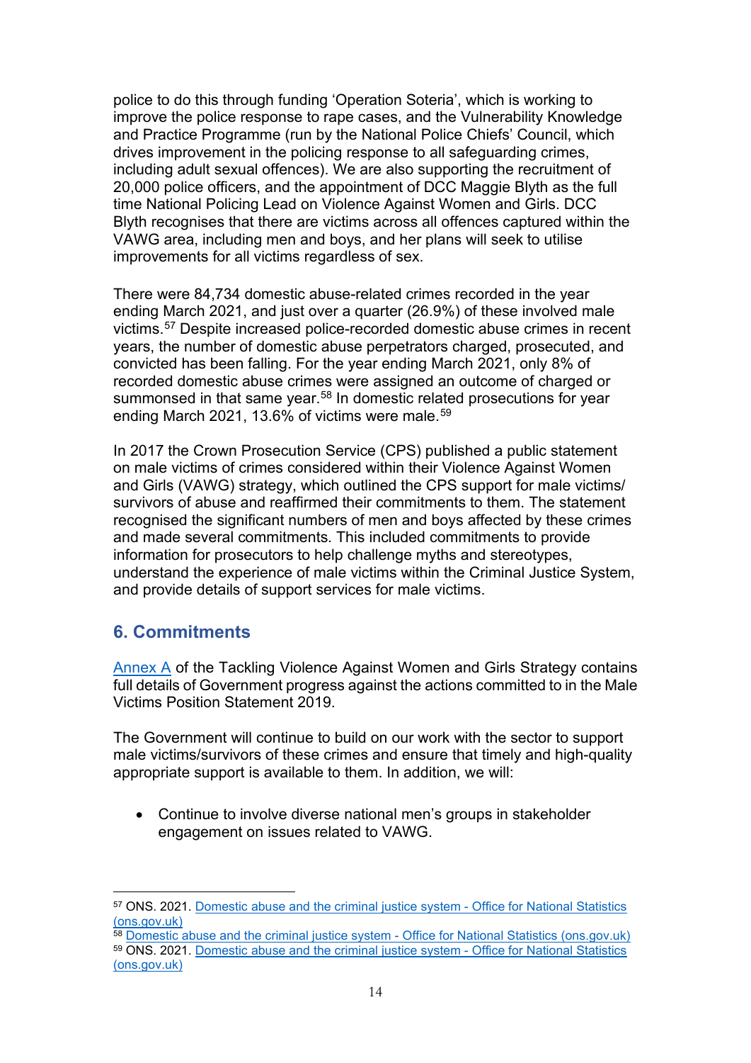police to do this through funding 'Operation Soteria', which is working to improve the police response to rape cases, and the Vulnerability Knowledge and Practice Programme (run by the National Police Chiefs' Council, which drives improvement in the policing response to all safeguarding crimes, including adult sexual offences). We are also supporting the recruitment of 20,000 police officers, and the appointment of DCC Maggie Blyth as the full time National Policing Lead on Violence Against Women and Girls. DCC Blyth recognises that there are victims across all offences captured within the VAWG area, including men and boys, and her plans will seek to utilise improvements for all victims regardless of sex.

There were 84,734 domestic abuse-related crimes recorded in the year ending March 2021, and just over a quarter (26.9%) of these involved male victims.[57] Despite increased police-recorded domestic abuse crimes in recent years, the number of domestic abuse perpetrators charged, prosecuted, and convicted has been falling. For the year ending March 2021, only 8% of recorded domestic abuse crimes were assigned an outcome of charged or summonsed in that same year.[58] In domestic related prosecutions for year ending March 2021, 13.6% of victims were male.[59]

In 2017 the Crown Prosecution Service (CPS) published a public statement on male victims of crimes considered within their Violence Against Women and Girls (VAWG) strategy, which outlined the CPS support for male victims/ survivors of abuse and reaffirmed their commitments to them. The statement recognised the significant numbers of men and boys affected by these crimes and made several commitments. This included commitments to provide information for prosecutors to help challenge myths and stereotypes, understand the experience of male victims within the Criminal Justice System, and provide details of support services for male victims.

## 6. Commitments

Annex A of the Tackling Violence Against Women and Girls Strategy contains full details of Government progress against the actions committed to in the Male Victims Position Statement 2019.

The Government will continue to build on our work with the sector to support male victims/survivors of these crimes and ensure that timely and high-quality appropriate support is available to them. In addition, we will:

- Continue to involve diverse national men's groups in stakeholder engagement on issues related to VAWG.

---

[57] ONS. 2021. Domestic abuse and the criminal justice system - Office for National Statistics (ons.gov.uk)

[58] Domestic abuse and the criminal justice system - Office for National Statistics (ons.gov.uk)

[59] ONS. 2021. Domestic abuse and the criminal justice system - Office for National Statistics (ons.gov.uk)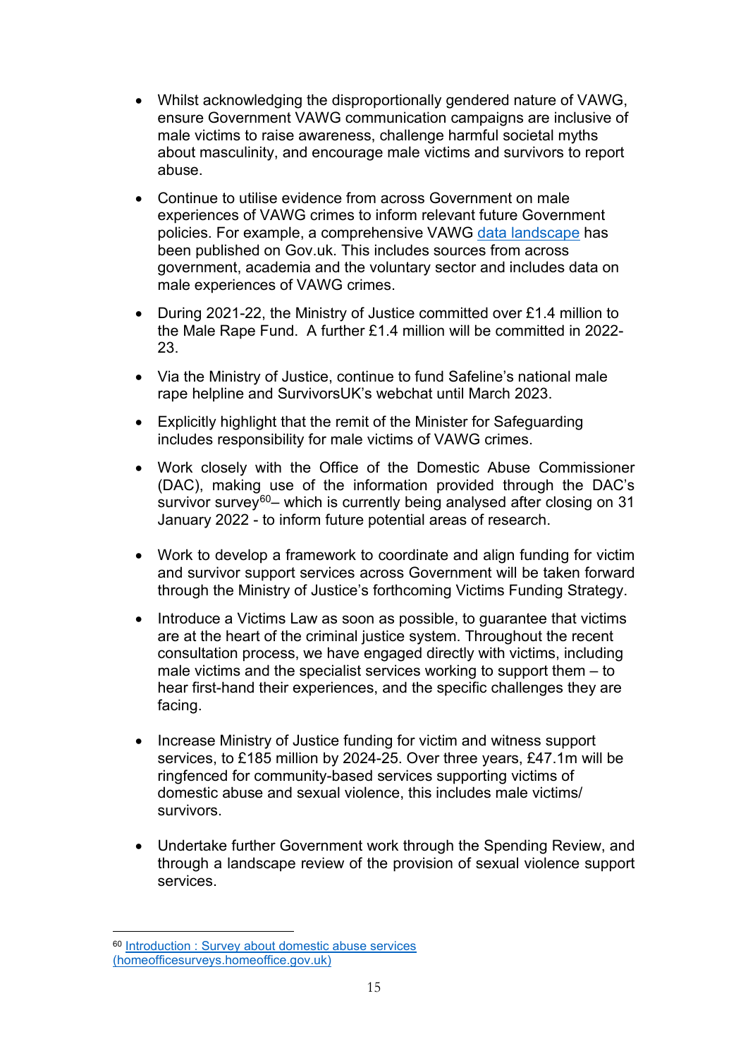- Whilst acknowledging the disproportionally gendered nature of VAWG, ensure Government VAWG communication campaigns are inclusive of male victims to raise awareness, challenge harmful societal myths about masculinity, and encourage male victims and survivors to report abuse.

- Continue to utilise evidence from across Government on male experiences of VAWG crimes to inform relevant future Government policies. For example, a comprehensive VAWG [data landscape](#) has been published on Gov.uk. This includes sources from across government, academia and the voluntary sector and includes data on male experiences of VAWG crimes.

- During 2021-22, the Ministry of Justice committed over £1.4 million to the Male Rape Fund. A further £1.4 million will be committed in 2022-23.

- Via the Ministry of Justice, continue to fund Safeline's national male rape helpline and SurvivorsUK's webchat until March 2023.

- Explicitly highlight that the remit of the Minister for Safeguarding includes responsibility for male victims of VAWG crimes.

- Work closely with the Office of the Domestic Abuse Commissioner (DAC), making use of the information provided through the DAC's survivor survey[60]– which is currently being analysed after closing on 31 January 2022 - to inform future potential areas of research.

- Work to develop a framework to coordinate and align funding for victim and survivor support services across Government will be taken forward through the Ministry of Justice's forthcoming Victims Funding Strategy.

- Introduce a Victims Law as soon as possible, to guarantee that victims are at the heart of the criminal justice system. Throughout the recent consultation process, we have engaged directly with victims, including male victims and the specialist services working to support them – to hear first-hand their experiences, and the specific challenges they are facing.

- Increase Ministry of Justice funding for victim and witness support services, to £185 million by 2024-25. Over three years, £47.1m will be ringfenced for community-based services supporting victims of domestic abuse and sexual violence, this includes male victims/ survivors.

- Undertake further Government work through the Spending Review, and through a landscape review of the provision of sexual violence support services.

---

[60] [Introduction : Survey about domestic abuse services (homeofficesurveys.homeoffice.gov.uk)](#)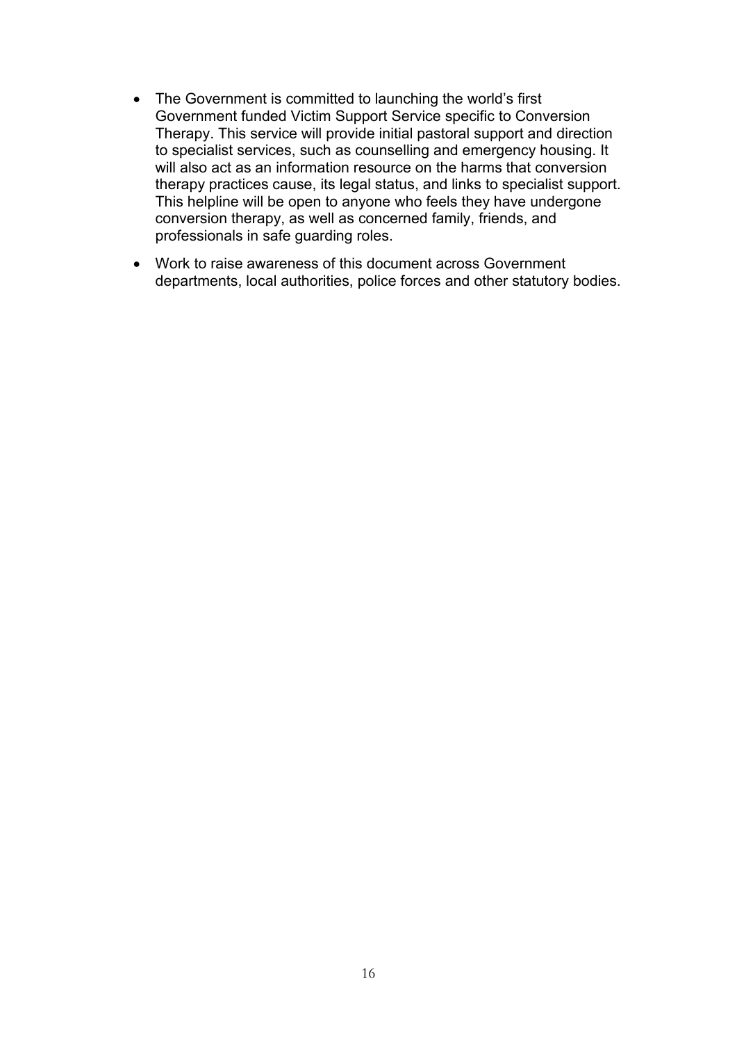- The Government is committed to launching the world's first Government funded Victim Support Service specific to Conversion Therapy. This service will provide initial pastoral support and direction to specialist services, such as counselling and emergency housing. It will also act as an information resource on the harms that conversion therapy practices cause, its legal status, and links to specialist support. This helpline will be open to anyone who feels they have undergone conversion therapy, as well as concerned family, friends, and professionals in safe guarding roles.
- Work to raise awareness of this document across Government departments, local authorities, police forces and other statutory bodies.